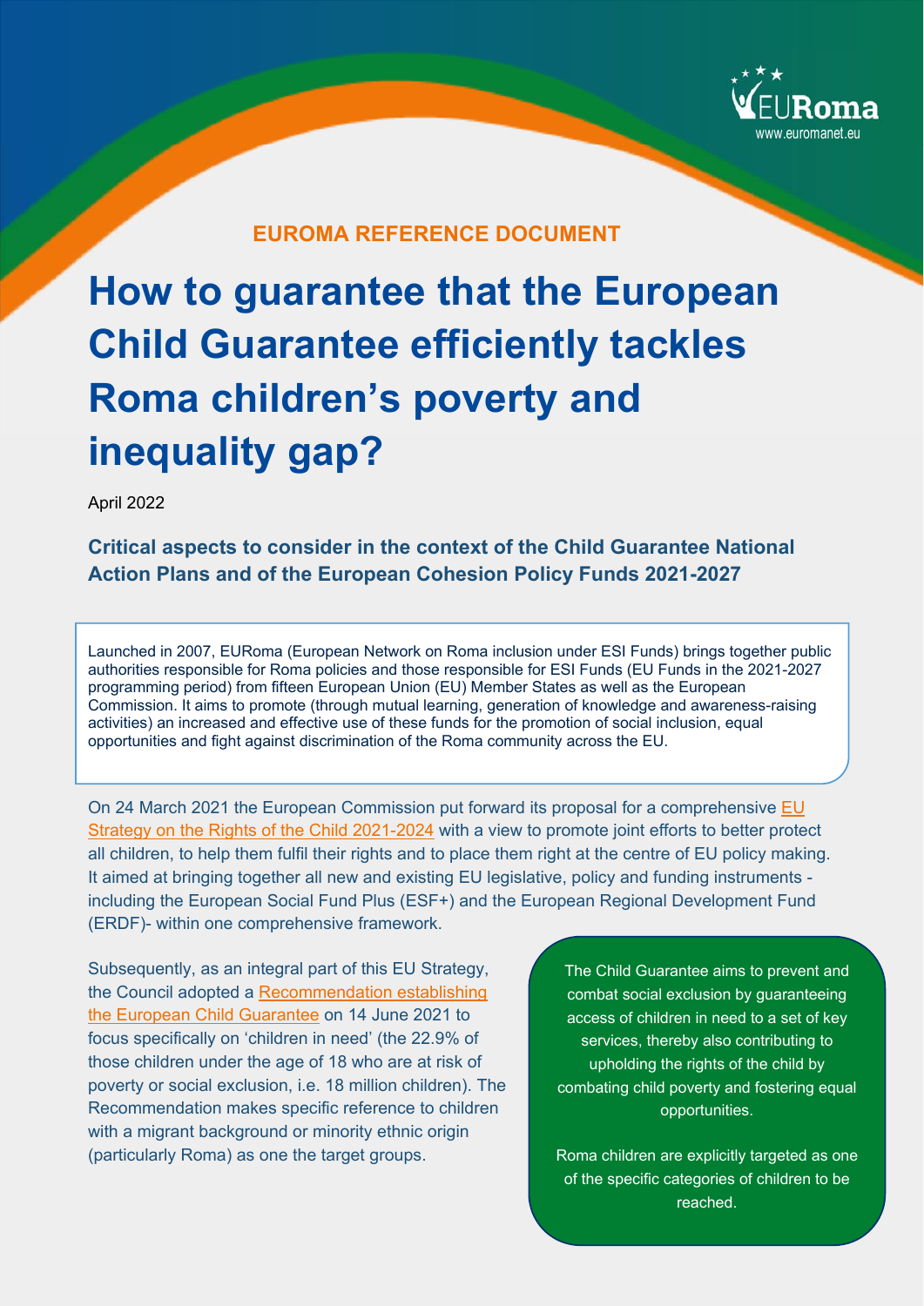EURoma
www.euromanet.eu

**EUROMA REFERENCE DOCUMENT**

# How to guarantee that the European Child Guarantee efficiently tackles Roma children's poverty and inequality gap?

April 2022

## Critical aspects to consider in the context of the Child Guarantee National Action Plans and of the European Cohesion Policy Funds 2021-2027

> Launched in 2007, EURoma (European Network on Roma inclusion under ESI Funds) brings together public authorities responsible for Roma policies and those responsible for ESI Funds (EU Funds in the 2021-2027 programming period) from fifteen European Union (EU) Member States as well as the European Commission. It aims to promote (through mutual learning, generation of knowledge and awareness-raising activities) an increased and effective use of these funds for the promotion of social inclusion, equal opportunities and fight against discrimination of the Roma community across the EU.

On 24 March 2021 the European Commission put forward its proposal for a comprehensive EU Strategy on the Rights of the Child 2021-2024 with a view to promote joint efforts to better protect all children, to help them fulfil their rights and to place them right at the centre of EU policy making. It aimed at bringing together all new and existing EU legislative, policy and funding instruments - including the European Social Fund Plus (ESF+) and the European Regional Development Fund (ERDF)- within one comprehensive framework.

Subsequently, as an integral part of this EU Strategy, the Council adopted a Recommendation establishing the European Child Guarantee on 14 June 2021 to focus specifically on 'children in need' (the 22.9% of those children under the age of 18 who are at risk of poverty or social exclusion, i.e. 18 million children). The Recommendation makes specific reference to children with a migrant background or minority ethnic origin (particularly Roma) as one the target groups.

> The Child Guarantee aims to prevent and combat social exclusion by guaranteeing access of children in need to a set of key services, thereby also contributing to upholding the rights of the child by combating child poverty and fostering equal opportunities.
>
> Roma children are explicitly targeted as one of the specific categories of children to be reached.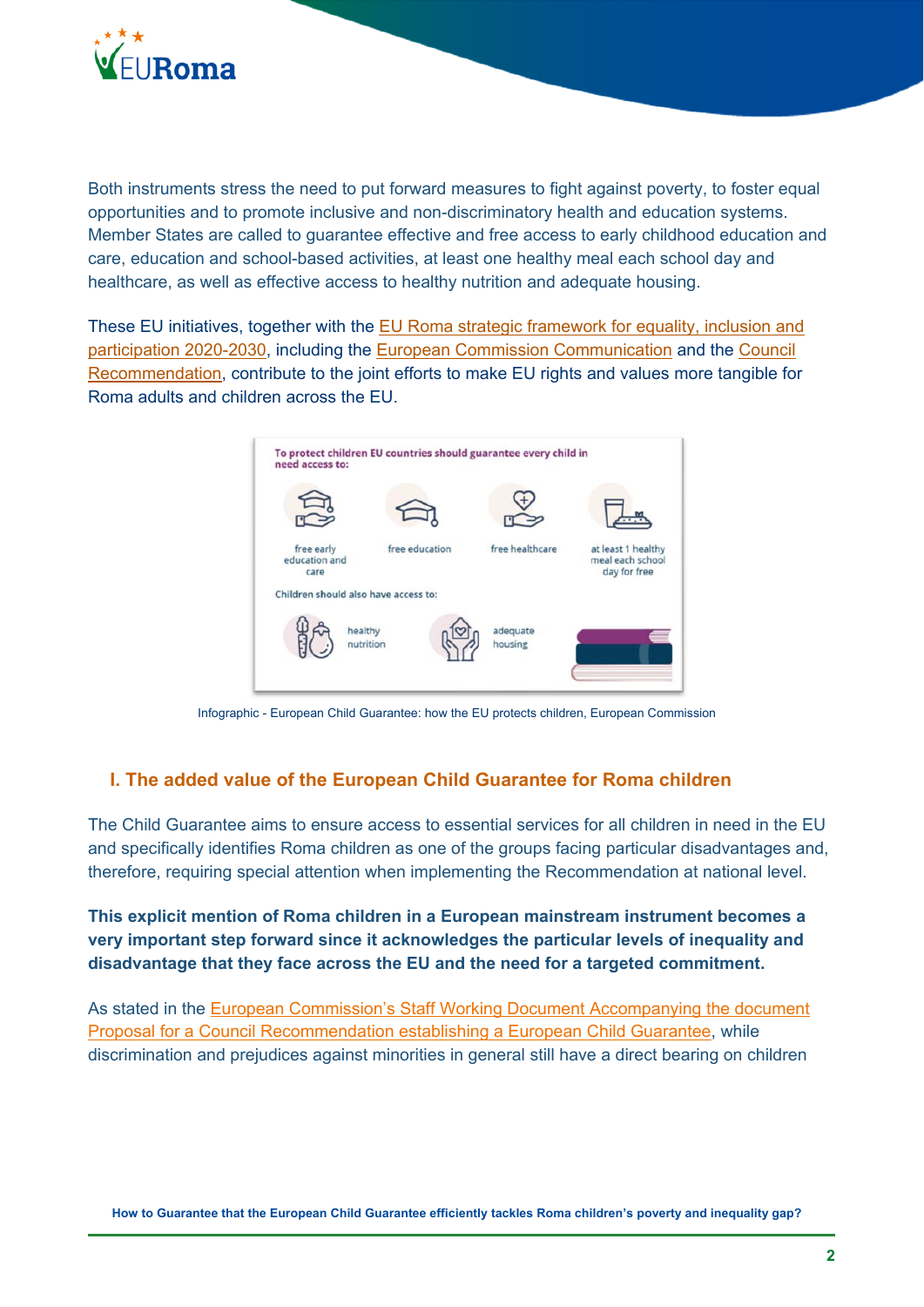Both instruments stress the need to put forward measures to fight against poverty, to foster equal opportunities and to promote inclusive and non-discriminatory health and education systems. Member States are called to guarantee effective and free access to early childhood education and care, education and school-based activities, at least one healthy meal each school day and healthcare, as well as effective access to healthy nutrition and adequate housing.

These EU initiatives, together with the EU Roma strategic framework for equality, inclusion and participation 2020-2030, including the European Commission Communication and the Council Recommendation, contribute to the joint efforts to make EU rights and values more tangible for Roma adults and children across the EU.

To protect children EU countries should guarantee every child in need access to:

- free early education and care
- free education
- free healthcare
- at least 1 healthy meal each school day for free

Children should also have access to:

- healthy nutrition
- adequate housing

Infographic - European Child Guarantee: how the EU protects children, European Commission

## I. The added value of the European Child Guarantee for Roma children

The Child Guarantee aims to ensure access to essential services for all children in need in the EU and specifically identifies Roma children as one of the groups facing particular disadvantages and, therefore, requiring special attention when implementing the Recommendation at national level.

**This explicit mention of Roma children in a European mainstream instrument becomes a very important step forward since it acknowledges the particular levels of inequality and disadvantage that they face across the EU and the need for a targeted commitment.**

As stated in the European Commission's Staff Working Document Accompanying the document Proposal for a Council Recommendation establishing a European Child Guarantee, while discrimination and prejudices against minorities in general still have a direct bearing on children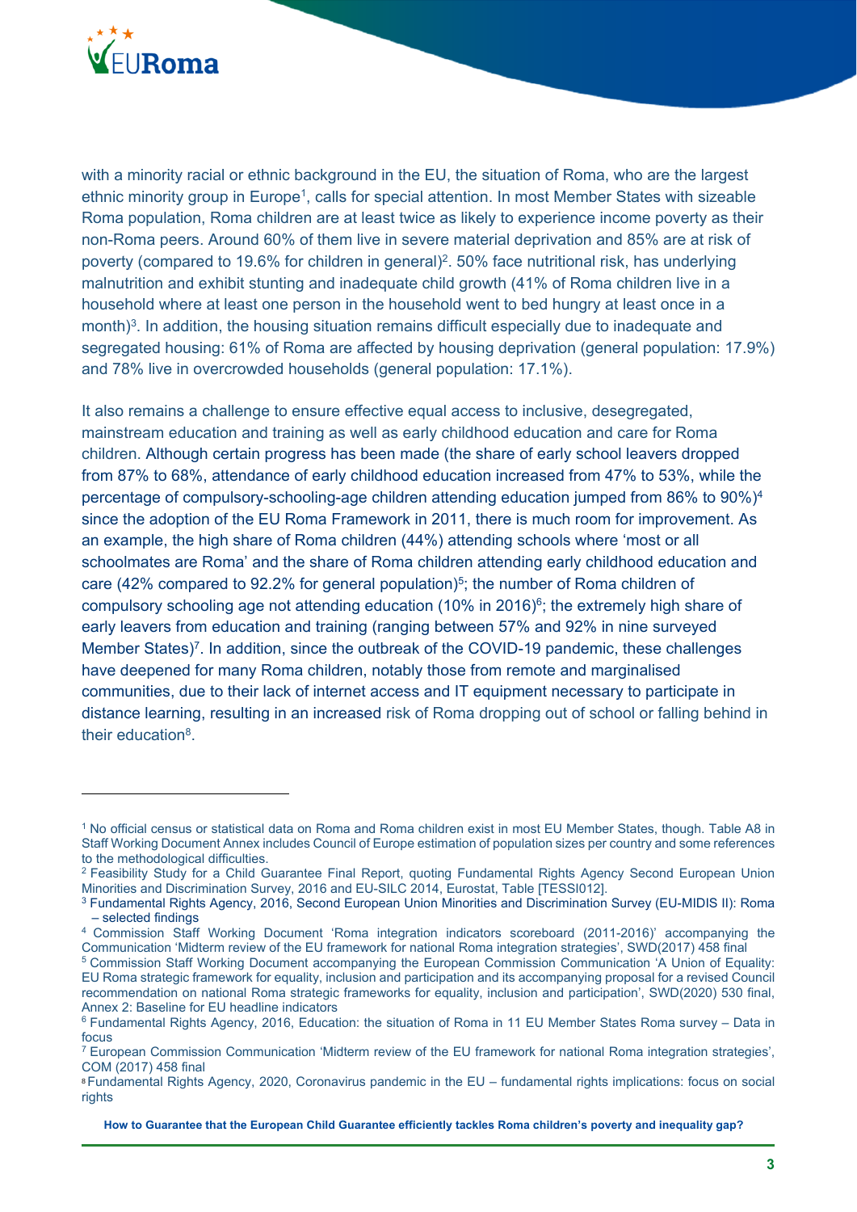with a minority racial or ethnic background in the EU, the situation of Roma, who are the largest ethnic minority group in Europe[1], calls for special attention. In most Member States with sizeable Roma population, Roma children are at least twice as likely to experience income poverty as their non-Roma peers. Around 60% of them live in severe material deprivation and 85% are at risk of poverty (compared to 19.6% for children in general)[2]. 50% face nutritional risk, has underlying malnutrition and exhibit stunting and inadequate child growth (41% of Roma children live in a household where at least one person in the household went to bed hungry at least once in a month)[3]. In addition, the housing situation remains difficult especially due to inadequate and segregated housing: 61% of Roma are affected by housing deprivation (general population: 17.9%) and 78% live in overcrowded households (general population: 17.1%).

It also remains a challenge to ensure effective equal access to inclusive, desegregated, mainstream education and training as well as early childhood education and care for Roma children. Although certain progress has been made (the share of early school leavers dropped from 87% to 68%, attendance of early childhood education increased from 47% to 53%, while the percentage of compulsory-schooling-age children attending education jumped from 86% to 90%)[4] since the adoption of the EU Roma Framework in 2011, there is much room for improvement. As an example, the high share of Roma children (44%) attending schools where 'most or all schoolmates are Roma' and the share of Roma children attending early childhood education and care (42% compared to 92.2% for general population)[5]; the number of Roma children of compulsory schooling age not attending education (10% in 2016)[6]; the extremely high share of early leavers from education and training (ranging between 57% and 92% in nine surveyed Member States)[7]. In addition, since the outbreak of the COVID-19 pandemic, these challenges have deepened for many Roma children, notably those from remote and marginalised communities, due to their lack of internet access and IT equipment necessary to participate in distance learning, resulting in an increased risk of Roma dropping out of school or falling behind in their education[8].

---

[1] No official census or statistical data on Roma and Roma children exist in most EU Member States, though. Table A8 in Staff Working Document Annex includes Council of Europe estimation of population sizes per country and some references to the methodological difficulties.

[2] Feasibility Study for a Child Guarantee Final Report, quoting Fundamental Rights Agency Second European Union Minorities and Discrimination Survey, 2016 and EU-SILC 2014, Eurostat, Table [TESSI012].

[3] Fundamental Rights Agency, 2016, Second European Union Minorities and Discrimination Survey (EU-MIDIS II): Roma – selected findings

[4] Commission Staff Working Document 'Roma integration indicators scoreboard (2011-2016)' accompanying the Communication 'Midterm review of the EU framework for national Roma integration strategies', SWD(2017) 458 final

[5] Commission Staff Working Document accompanying the European Commission Communication 'A Union of Equality: EU Roma strategic framework for equality, inclusion and participation and its accompanying proposal for a revised Council recommendation on national Roma strategic frameworks for equality, inclusion and participation', SWD(2020) 530 final, Annex 2: Baseline for EU headline indicators

[6] Fundamental Rights Agency, 2016, Education: the situation of Roma in 11 EU Member States Roma survey – Data in focus

[7] European Commission Communication 'Midterm review of the EU framework for national Roma integration strategies', COM (2017) 458 final

[8] Fundamental Rights Agency, 2020, Coronavirus pandemic in the EU – fundamental rights implications: focus on social rights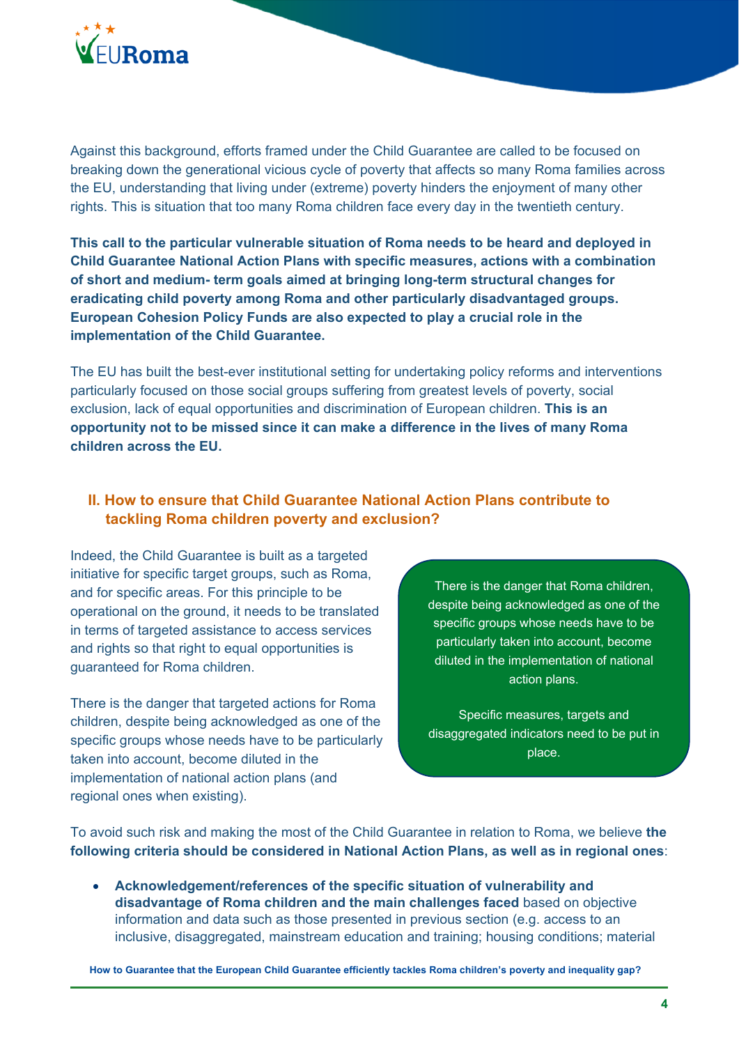Against this background, efforts framed under the Child Guarantee are called to be focused on breaking down the generational vicious cycle of poverty that affects so many Roma families across the EU, understanding that living under (extreme) poverty hinders the enjoyment of many other rights. This is situation that too many Roma children face every day in the twentieth century.

**This call to the particular vulnerable situation of Roma needs to be heard and deployed in Child Guarantee National Action Plans with specific measures, actions with a combination of short and medium- term goals aimed at bringing long-term structural changes for eradicating child poverty among Roma and other particularly disadvantaged groups. European Cohesion Policy Funds are also expected to play a crucial role in the implementation of the Child Guarantee.**

The EU has built the best-ever institutional setting for undertaking policy reforms and interventions particularly focused on those social groups suffering from greatest levels of poverty, social exclusion, lack of equal opportunities and discrimination of European children. **This is an opportunity not to be missed since it can make a difference in the lives of many Roma children across the EU.**

## II. How to ensure that Child Guarantee National Action Plans contribute to tackling Roma children poverty and exclusion?

Indeed, the Child Guarantee is built as a targeted initiative for specific target groups, such as Roma, and for specific areas. For this principle to be operational on the ground, it needs to be translated in terms of targeted assistance to access services and rights so that right to equal opportunities is guaranteed for Roma children.

There is the danger that targeted actions for Roma children, despite being acknowledged as one of the specific groups whose needs have to be particularly taken into account, become diluted in the implementation of national action plans (and regional ones when existing).

> There is the danger that Roma children, despite being acknowledged as one of the specific groups whose needs have to be particularly taken into account, become diluted in the implementation of national action plans.
>
> Specific measures, targets and disaggregated indicators need to be put in place.

To avoid such risk and making the most of the Child Guarantee in relation to Roma, we believe **the following criteria should be considered in National Action Plans, as well as in regional ones**:

- **Acknowledgement/references of the specific situation of vulnerability and disadvantage of Roma children and the main challenges faced** based on objective information and data such as those presented in previous section (e.g. access to an inclusive, disaggregated, mainstream education and training; housing conditions; material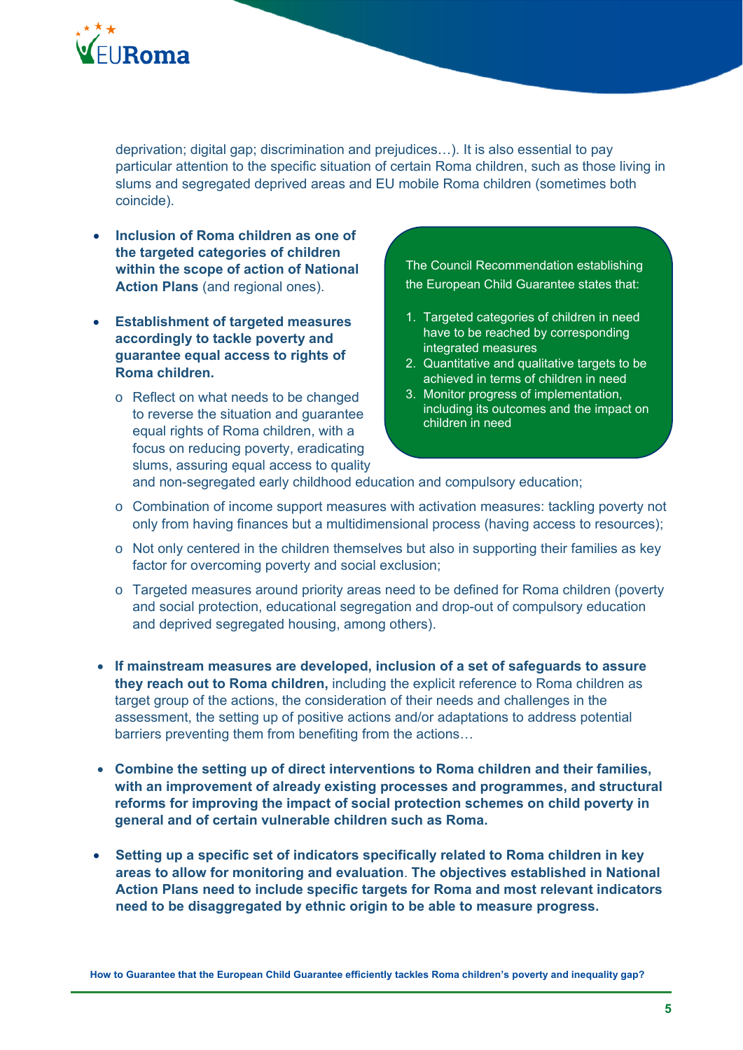deprivation; digital gap; discrimination and prejudices…). It is also essential to pay particular attention to the specific situation of certain Roma children, such as those living in slums and segregated deprived areas and EU mobile Roma children (sometimes both coincide).

- **Inclusion of Roma children as one of the targeted categories of children within the scope of action of National Action Plans** (and regional ones).
- **Establishment of targeted measures accordingly to tackle poverty and guarantee equal access to rights of Roma children.**
  - Reflect on what needs to be changed to reverse the situation and guarantee equal rights of Roma children, with a focus on reducing poverty, eradicating slums, assuring equal access to quality and non-segregated early childhood education and compulsory education;
  - Combination of income support measures with activation measures: tackling poverty not only from having finances but a multidimensional process (having access to resources);
  - Not only centered in the children themselves but also in supporting their families as key factor for overcoming poverty and social exclusion;
  - Targeted measures around priority areas need to be defined for Roma children (poverty and social protection, educational segregation and drop-out of compulsory education and deprived segregated housing, among others).

> The Council Recommendation establishing the European Child Guarantee states that:
>
> 1. Targeted categories of children in need have to be reached by corresponding integrated measures
> 2. Quantitative and qualitative targets to be achieved in terms of children in need
> 3. Monitor progress of implementation, including its outcomes and the impact on children in need

- **If mainstream measures are developed, inclusion of a set of safeguards to assure they reach out to Roma children,** including the explicit reference to Roma children as target group of the actions, the consideration of their needs and challenges in the assessment, the setting up of positive actions and/or adaptations to address potential barriers preventing them from benefiting from the actions…
- **Combine the setting up of direct interventions to Roma children and their families, with an improvement of already existing processes and programmes, and structural reforms for improving the impact of social protection schemes on child poverty in general and of certain vulnerable children such as Roma.**
- **Setting up a specific set of indicators specifically related to Roma children in key areas to allow for monitoring and evaluation**. **The objectives established in National Action Plans need to include specific targets for Roma and most relevant indicators need to be disaggregated by ethnic origin to be able to measure progress.**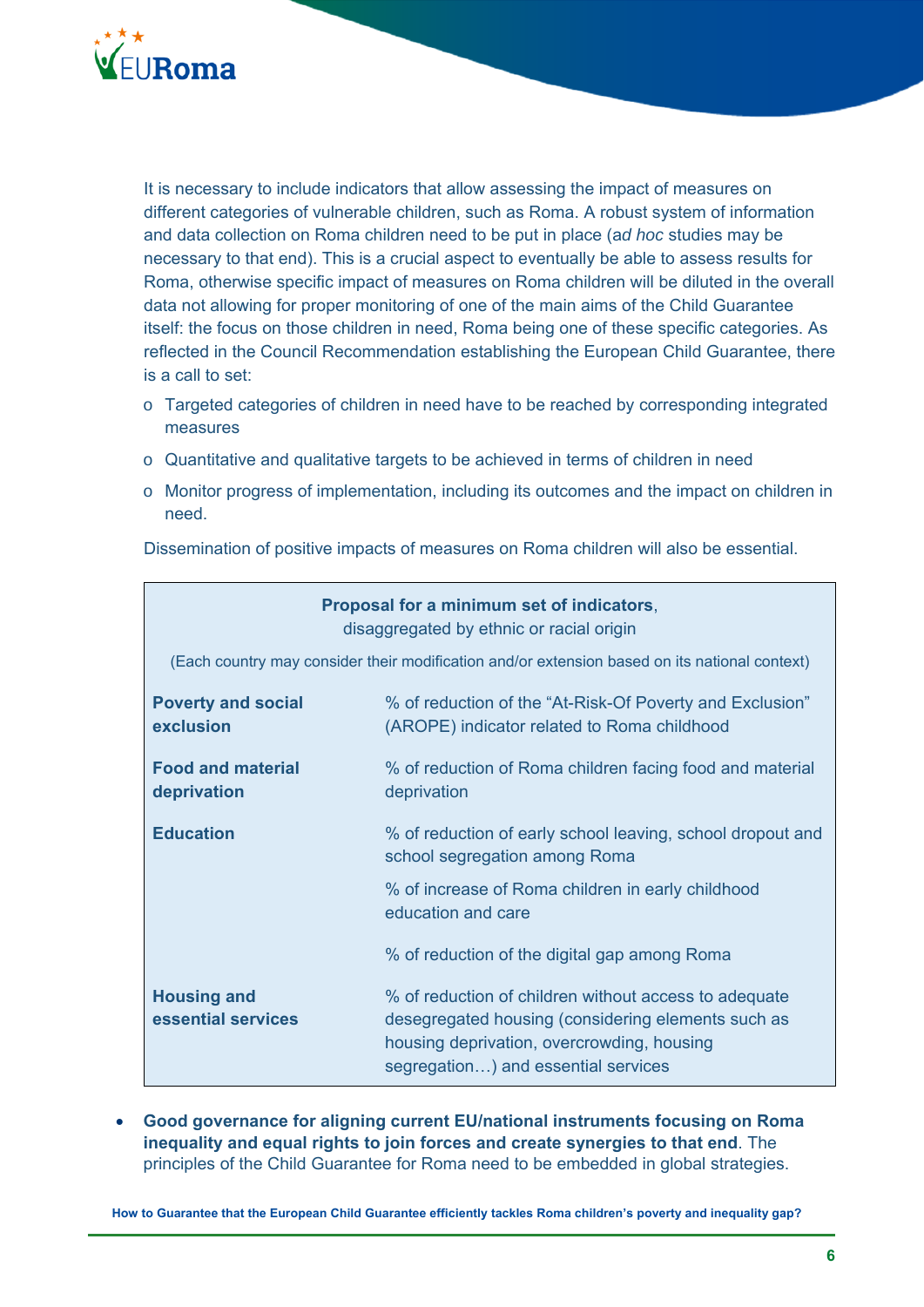It is necessary to include indicators that allow assessing the impact of measures on different categories of vulnerable children, such as Roma. A robust system of information and data collection on Roma children need to be put in place (*ad hoc* studies may be necessary to that end). This is a crucial aspect to eventually be able to assess results for Roma, otherwise specific impact of measures on Roma children will be diluted in the overall data not allowing for proper monitoring of one of the main aims of the Child Guarantee itself: the focus on those children in need, Roma being one of these specific categories. As reflected in the Council Recommendation establishing the European Child Guarantee, there is a call to set:

- Targeted categories of children in need have to be reached by corresponding integrated measures
- Quantitative and qualitative targets to be achieved in terms of children in need
- Monitor progress of implementation, including its outcomes and the impact on children in need.

Dissemination of positive impacts of measures on Roma children will also be essential.

**Proposal for a minimum set of indicators**, disaggregated by ethnic or racial origin

(Each country may consider their modification and/or extension based on its national context)

| | |
|---|---|
| **Poverty and social exclusion** | % of reduction of the "At-Risk-Of Poverty and Exclusion" (AROPE) indicator related to Roma childhood |
| **Food and material deprivation** | % of reduction of Roma children facing food and material deprivation |
| **Education** | % of reduction of early school leaving, school dropout and school segregation among Roma |
| | % of increase of Roma children in early childhood education and care |
| | % of reduction of the digital gap among Roma |
| **Housing and essential services** | % of reduction of children without access to adequate desegregated housing (considering elements such as housing deprivation, overcrowding, housing segregation…) and essential services |

- **Good governance for aligning current EU/national instruments focusing on Roma inequality and equal rights to join forces and create synergies to that end**. The principles of the Child Guarantee for Roma need to be embedded in global strategies.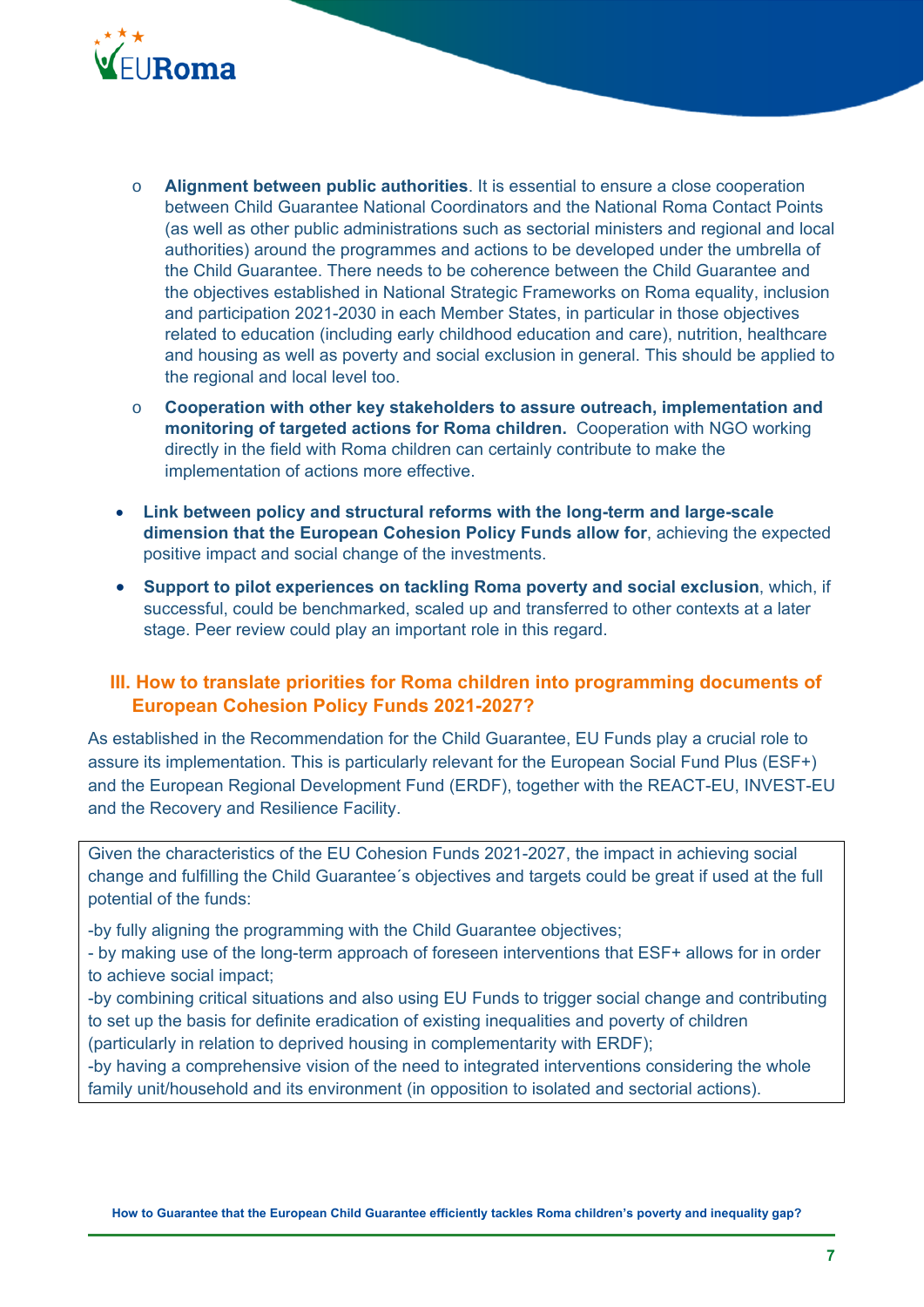- **Alignment between public authorities**. It is essential to ensure a close cooperation between Child Guarantee National Coordinators and the National Roma Contact Points (as well as other public administrations such as sectorial ministers and regional and local authorities) around the programmes and actions to be developed under the umbrella of the Child Guarantee. There needs to be coherence between the Child Guarantee and the objectives established in National Strategic Frameworks on Roma equality, inclusion and participation 2021-2030 in each Member States, in particular in those objectives related to education (including early childhood education and care), nutrition, healthcare and housing as well as poverty and social exclusion in general. This should be applied to the regional and local level too.
- **Cooperation with other key stakeholders to assure outreach, implementation and monitoring of targeted actions for Roma children.** Cooperation with NGO working directly in the field with Roma children can certainly contribute to make the implementation of actions more effective.

- **Link between policy and structural reforms with the long-term and large-scale dimension that the European Cohesion Policy Funds allow for**, achieving the expected positive impact and social change of the investments.
- **Support to pilot experiences on tackling Roma poverty and social exclusion**, which, if successful, could be benchmarked, scaled up and transferred to other contexts at a later stage. Peer review could play an important role in this regard.

## III. How to translate priorities for Roma children into programming documents of European Cohesion Policy Funds 2021-2027?

As established in the Recommendation for the Child Guarantee, EU Funds play a crucial role to assure its implementation. This is particularly relevant for the European Social Fund Plus (ESF+) and the European Regional Development Fund (ERDF), together with the REACT-EU, INVEST-EU and the Recovery and Resilience Facility.

Given the characteristics of the EU Cohesion Funds 2021-2027, the impact in achieving social change and fulfilling the Child Guarantee´s objectives and targets could be great if used at the full potential of the funds:

-by fully aligning the programming with the Child Guarantee objectives;
- by making use of the long-term approach of foreseen interventions that ESF+ allows for in order to achieve social impact;
-by combining critical situations and also using EU Funds to trigger social change and contributing to set up the basis for definite eradication of existing inequalities and poverty of children (particularly in relation to deprived housing in complementarity with ERDF);
-by having a comprehensive vision of the need to integrated interventions considering the whole family unit/household and its environment (in opposition to isolated and sectorial actions).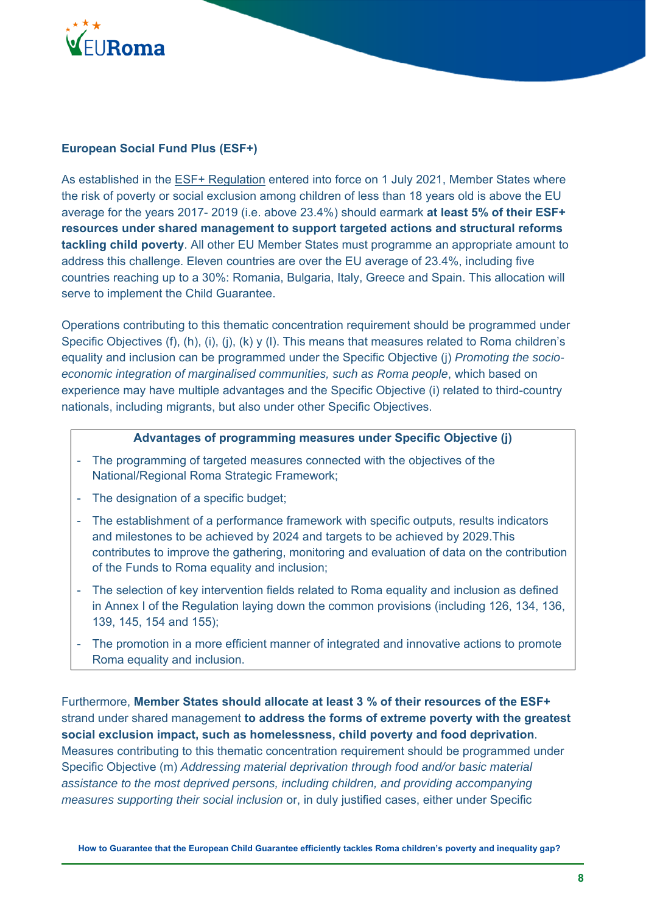**European Social Fund Plus (ESF+)**

As established in the ESF+ Regulation entered into force on 1 July 2021, Member States where the risk of poverty or social exclusion among children of less than 18 years old is above the EU average for the years 2017- 2019 (i.e. above 23.4%) should earmark **at least 5% of their ESF+ resources under shared management to support targeted actions and structural reforms tackling child poverty**. All other EU Member States must programme an appropriate amount to address this challenge. Eleven countries are over the EU average of 23.4%, including five countries reaching up to a 30%: Romania, Bulgaria, Italy, Greece and Spain. This allocation will serve to implement the Child Guarantee.

Operations contributing to this thematic concentration requirement should be programmed under Specific Objectives (f), (h), (i), (j), (k) y (l). This means that measures related to Roma children's equality and inclusion can be programmed under the Specific Objective (j) *Promoting the socio-economic integration of marginalised communities, such as Roma people*, which based on experience may have multiple advantages and the Specific Objective (i) related to third-country nationals, including migrants, but also under other Specific Objectives.

**Advantages of programming measures under Specific Objective (j)**

- The programming of targeted measures connected with the objectives of the National/Regional Roma Strategic Framework;
- The designation of a specific budget;
- The establishment of a performance framework with specific outputs, results indicators and milestones to be achieved by 2024 and targets to be achieved by 2029.This contributes to improve the gathering, monitoring and evaluation of data on the contribution of the Funds to Roma equality and inclusion;
- The selection of key intervention fields related to Roma equality and inclusion as defined in Annex I of the Regulation laying down the common provisions (including 126, 134, 136, 139, 145, 154 and 155);
- The promotion in a more efficient manner of integrated and innovative actions to promote Roma equality and inclusion.

Furthermore, **Member States should allocate at least 3 % of their resources of the ESF+** strand under shared management **to address the forms of extreme poverty with the greatest social exclusion impact, such as homelessness, child poverty and food deprivation**. Measures contributing to this thematic concentration requirement should be programmed under Specific Objective (m) *Addressing material deprivation through food and/or basic material assistance to the most deprived persons, including children, and providing accompanying measures supporting their social inclusion* or, in duly justified cases, either under Specific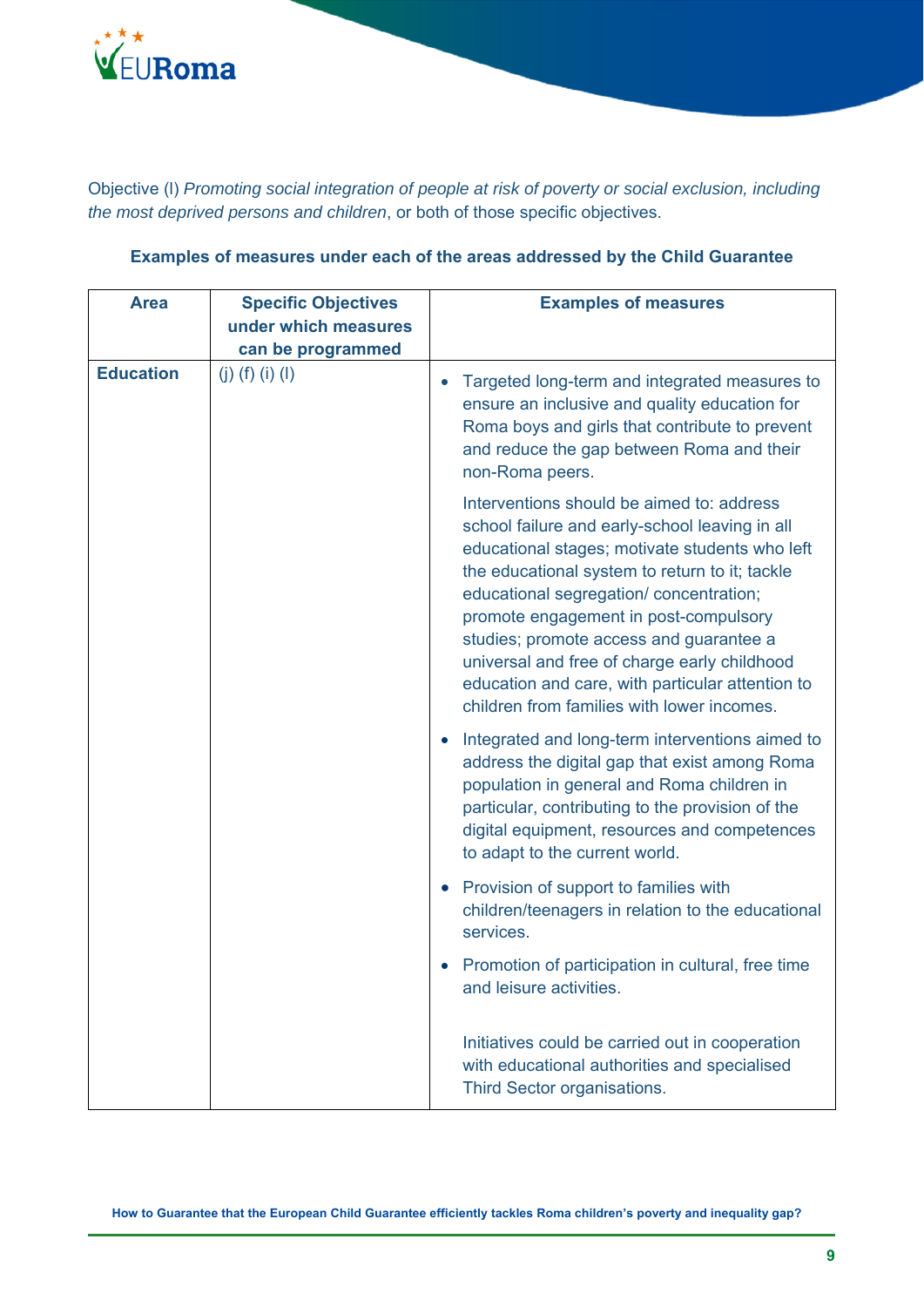Objective (l) *Promoting social integration of people at risk of poverty or social exclusion, including the most deprived persons and children*, or both of those specific objectives.

**Examples of measures under each of the areas addressed by the Child Guarantee**

| Area | Specific Objectives under which measures can be programmed | Examples of measures |
| --- | --- | --- |
| **Education** | (j) (f) (i) (l) | • Targeted long-term and integrated measures to ensure an inclusive and quality education for Roma boys and girls that contribute to prevent and reduce the gap between Roma and their non-Roma peers.<br><br>Interventions should be aimed to: address school failure and early-school leaving in all educational stages; motivate students who left the educational system to return to it; tackle educational segregation/ concentration; promote engagement in post-compulsory studies; promote access and guarantee a universal and free of charge early childhood education and care, with particular attention to children from families with lower incomes.<br><br>• Integrated and long-term interventions aimed to address the digital gap that exist among Roma population in general and Roma children in particular, contributing to the provision of the digital equipment, resources and competences to adapt to the current world.<br><br>• Provision of support to families with children/teenagers in relation to the educational services.<br><br>• Promotion of participation in cultural, free time and leisure activities.<br><br>Initiatives could be carried out in cooperation with educational authorities and specialised Third Sector organisations. |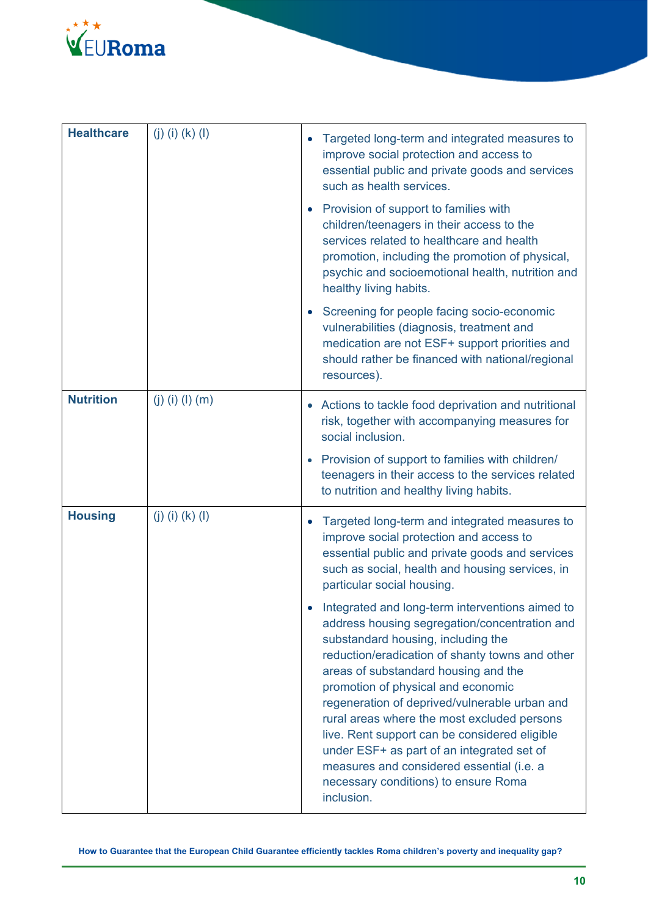| | | |
|---|---|---|
| **Healthcare** | (j) (i) (k) (l) | • Targeted long-term and integrated measures to improve social protection and access to essential public and private goods and services such as health services.<br><br>• Provision of support to families with children/teenagers in their access to the services related to healthcare and health promotion, including the promotion of physical, psychic and socioemotional health, nutrition and healthy living habits.<br><br>• Screening for people facing socio-economic vulnerabilities (diagnosis, treatment and medication are not ESF+ support priorities and should rather be financed with national/regional resources). |
| **Nutrition** | (j) (i) (l) (m) | • Actions to tackle food deprivation and nutritional risk, together with accompanying measures for social inclusion.<br><br>• Provision of support to families with children/ teenagers in their access to the services related to nutrition and healthy living habits. |
| **Housing** | (j) (i) (k) (l) | • Targeted long-term and integrated measures to improve social protection and access to essential public and private goods and services such as social, health and housing services, in particular social housing.<br><br>• Integrated and long-term interventions aimed to address housing segregation/concentration and substandard housing, including the reduction/eradication of shanty towns and other areas of substandard housing and the promotion of physical and economic regeneration of deprived/vulnerable urban and rural areas where the most excluded persons live. Rent support can be considered eligible under ESF+ as part of an integrated set of measures and considered essential (i.e. a necessary conditions) to ensure Roma inclusion. |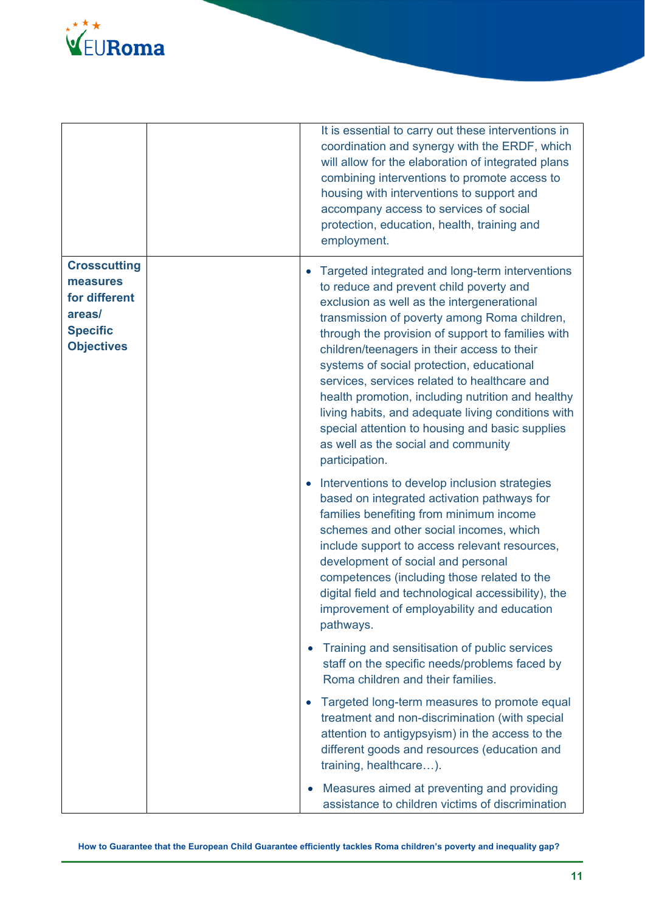| | | |
|---|---|---|
| | | It is essential to carry out these interventions in coordination and synergy with the ERDF, which will allow for the elaboration of integrated plans combining interventions to promote access to housing with interventions to support and accompany access to services of social protection, education, health, training and employment. |
| **Crosscutting measures for different areas/ Specific Objectives** | | • Targeted integrated and long-term interventions to reduce and prevent child poverty and exclusion as well as the intergenerational transmission of poverty among Roma children, through the provision of support to families with children/teenagers in their access to their systems of social protection, educational services, services related to healthcare and health promotion, including nutrition and healthy living habits, and adequate living conditions with special attention to housing and basic supplies as well as the social and community participation.<br><br>• Interventions to develop inclusion strategies based on integrated activation pathways for families benefiting from minimum income schemes and other social incomes, which include support to access relevant resources, development of social and personal competences (including those related to the digital field and technological accessibility), the improvement of employability and education pathways.<br><br>• Training and sensitisation of public services staff on the specific needs/problems faced by Roma children and their families.<br><br>• Targeted long-term measures to promote equal treatment and non-discrimination (with special attention to antigypsyism) in the access to the different goods and resources (education and training, healthcare…).<br><br>• Measures aimed at preventing and providing assistance to children victims of discrimination |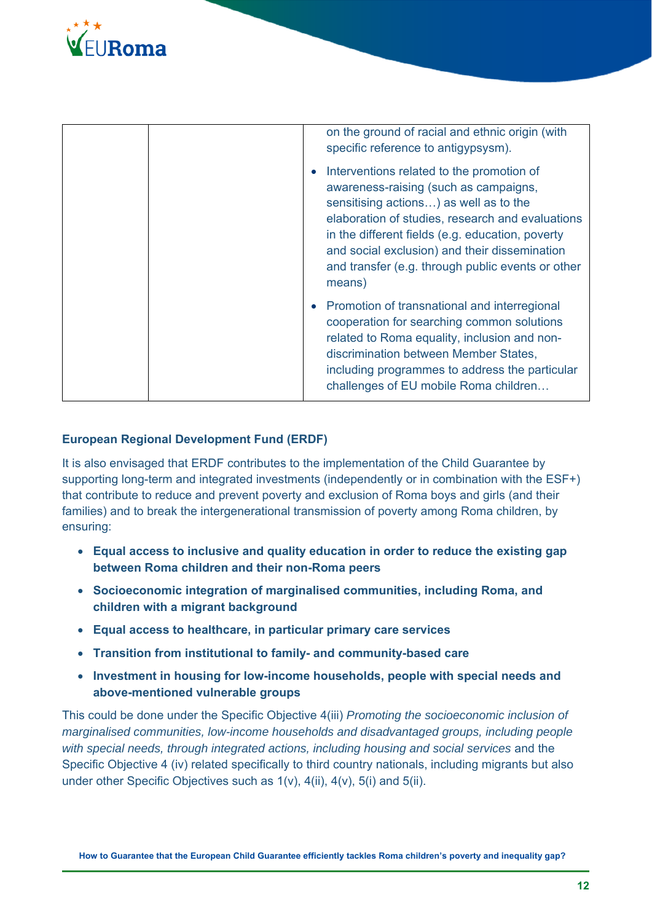| | | on the ground of racial and ethnic origin (with specific reference to antigypsysm).<br>• Interventions related to the promotion of awareness-raising (such as campaigns, sensitising actions…) as well as to the elaboration of studies, research and evaluations in the different fields (e.g. education, poverty and social exclusion) and their dissemination and transfer (e.g. through public events or other means)<br>• Promotion of transnational and interregional cooperation for searching common solutions related to Roma equality, inclusion and non-discrimination between Member States, including programmes to address the particular challenges of EU mobile Roma children… |
|---|---|---|

### European Regional Development Fund (ERDF)

It is also envisaged that ERDF contributes to the implementation of the Child Guarantee by supporting long-term and integrated investments (independently or in combination with the ESF+) that contribute to reduce and prevent poverty and exclusion of Roma boys and girls (and their families) and to break the intergenerational transmission of poverty among Roma children, by ensuring:

- **Equal access to inclusive and quality education in order to reduce the existing gap between Roma children and their non-Roma peers**
- **Socioeconomic integration of marginalised communities, including Roma, and children with a migrant background**
- **Equal access to healthcare, in particular primary care services**
- **Transition from institutional to family- and community-based care**
- **Investment in housing for low-income households, people with special needs and above-mentioned vulnerable groups**

This could be done under the Specific Objective 4(iii) *Promoting the socioeconomic inclusion of marginalised communities, low-income households and disadvantaged groups, including people with special needs, through integrated actions, including housing and social services* and the Specific Objective 4 (iv) related specifically to third country nationals, including migrants but also under other Specific Objectives such as 1(v), 4(ii), 4(v), 5(i) and 5(ii).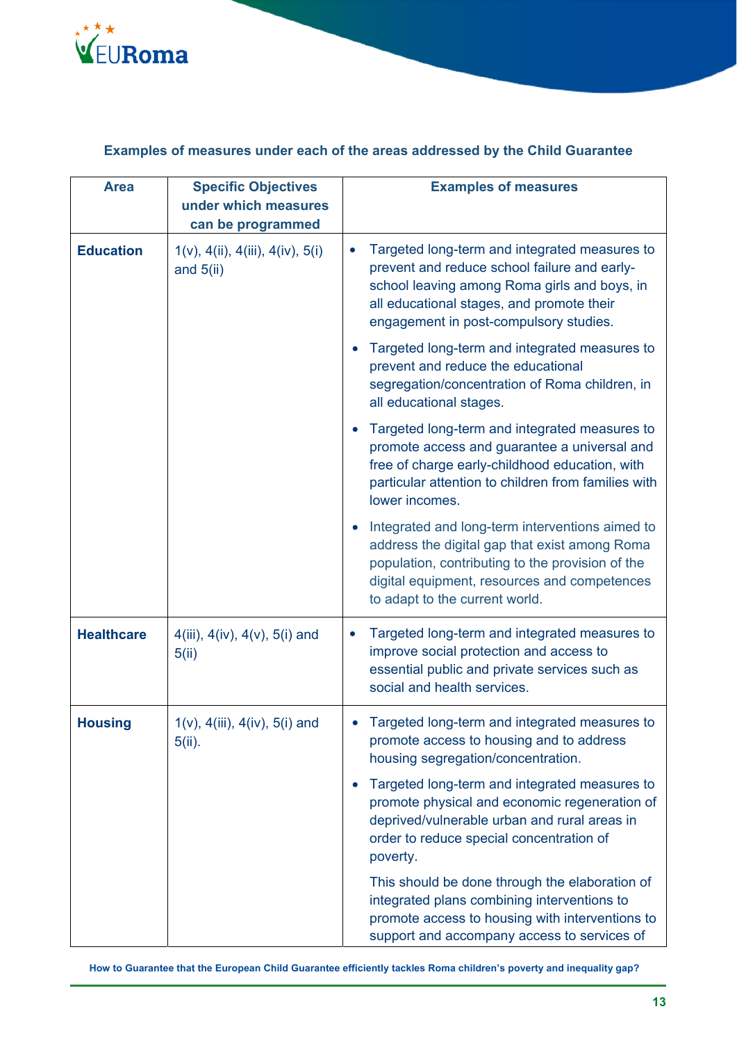**Examples of measures under each of the areas addressed by the Child Guarantee**

| Area | Specific Objectives under which measures can be programmed | Examples of measures |
|---|---|---|
| **Education** | 1(v), 4(ii), 4(iii), 4(iv), 5(i) and 5(ii) | • Targeted long-term and integrated measures to prevent and reduce school failure and early-school leaving among Roma girls and boys, in all educational stages, and promote their engagement in post-compulsory studies.<br>• Targeted long-term and integrated measures to prevent and reduce the educational segregation/concentration of Roma children, in all educational stages.<br>• Targeted long-term and integrated measures to promote access and guarantee a universal and free of charge early-childhood education, with particular attention to children from families with lower incomes.<br>• Integrated and long-term interventions aimed to address the digital gap that exist among Roma population, contributing to the provision of the digital equipment, resources and competences to adapt to the current world. |
| **Healthcare** | 4(iii), 4(iv), 4(v), 5(i) and 5(ii) | • Targeted long-term and integrated measures to improve social protection and access to essential public and private services such as social and health services. |
| **Housing** | 1(v), 4(iii), 4(iv), 5(i) and 5(ii). | • Targeted long-term and integrated measures to promote access to housing and to address housing segregation/concentration.<br>• Targeted long-term and integrated measures to promote physical and economic regeneration of deprived/vulnerable urban and rural areas in order to reduce special concentration of poverty.<br>This should be done through the elaboration of integrated plans combining interventions to promote access to housing with interventions to support and accompany access to services of |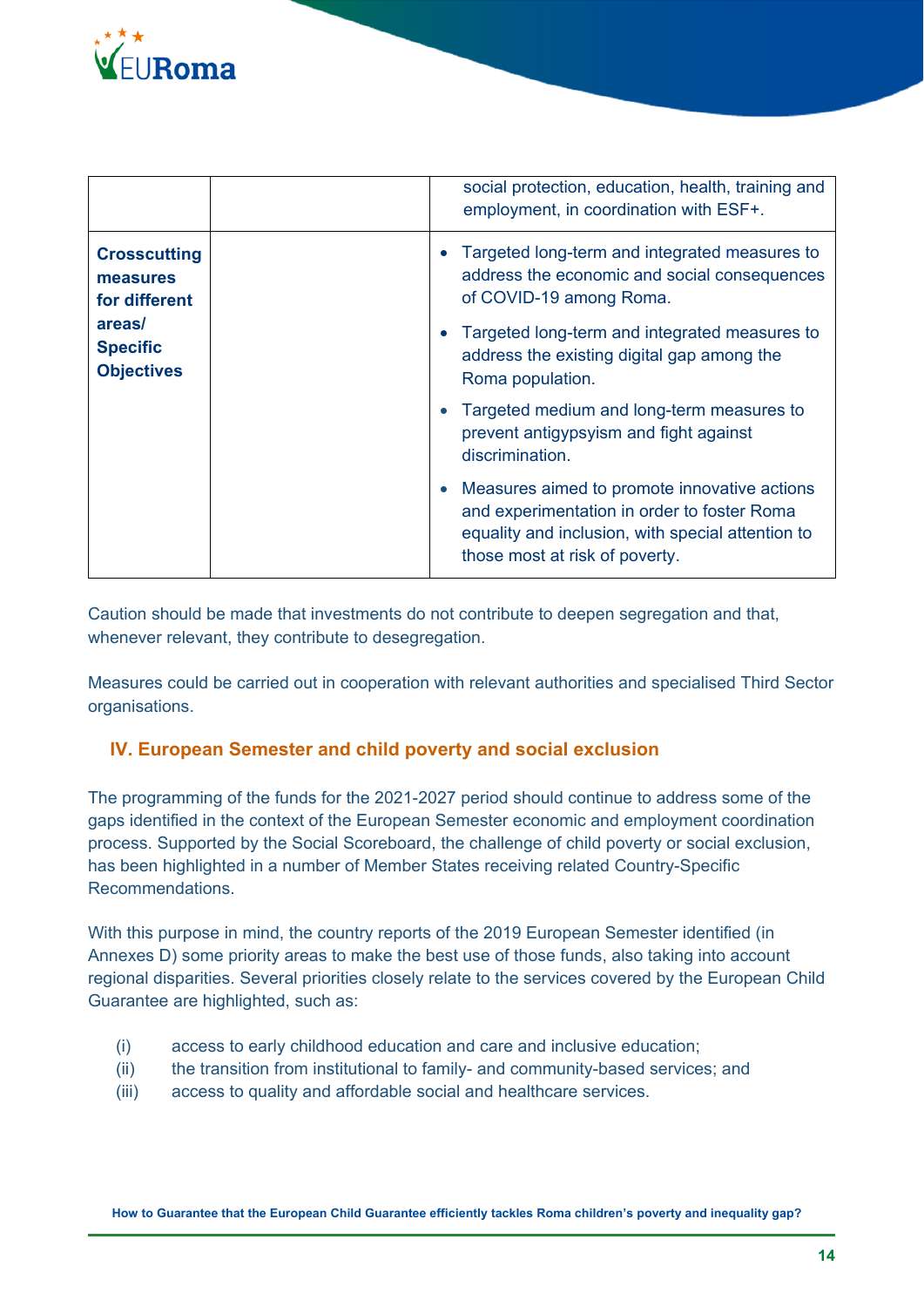| | | |
|---|---|---|
| | | social protection, education, health, training and employment, in coordination with ESF+. |
| **Crosscutting measures for different areas/ Specific Objectives** | | • Targeted long-term and integrated measures to address the economic and social consequences of COVID-19 among Roma.<br>• Targeted long-term and integrated measures to address the existing digital gap among the Roma population.<br>• Targeted medium and long-term measures to prevent antigypsyism and fight against discrimination.<br>• Measures aimed to promote innovative actions and experimentation in order to foster Roma equality and inclusion, with special attention to those most at risk of poverty. |

Caution should be made that investments do not contribute to deepen segregation and that, whenever relevant, they contribute to desegregation.

Measures could be carried out in cooperation with relevant authorities and specialised Third Sector organisations.

## IV. European Semester and child poverty and social exclusion

The programming of the funds for the 2021-2027 period should continue to address some of the gaps identified in the context of the European Semester economic and employment coordination process. Supported by the Social Scoreboard, the challenge of child poverty or social exclusion, has been highlighted in a number of Member States receiving related Country-Specific Recommendations.

With this purpose in mind, the country reports of the 2019 European Semester identified (in Annexes D) some priority areas to make the best use of those funds, also taking into account regional disparities. Several priorities closely relate to the services covered by the European Child Guarantee are highlighted, such as:

(i) access to early childhood education and care and inclusive education;
(ii) the transition from institutional to family- and community-based services; and
(iii) access to quality and affordable social and healthcare services.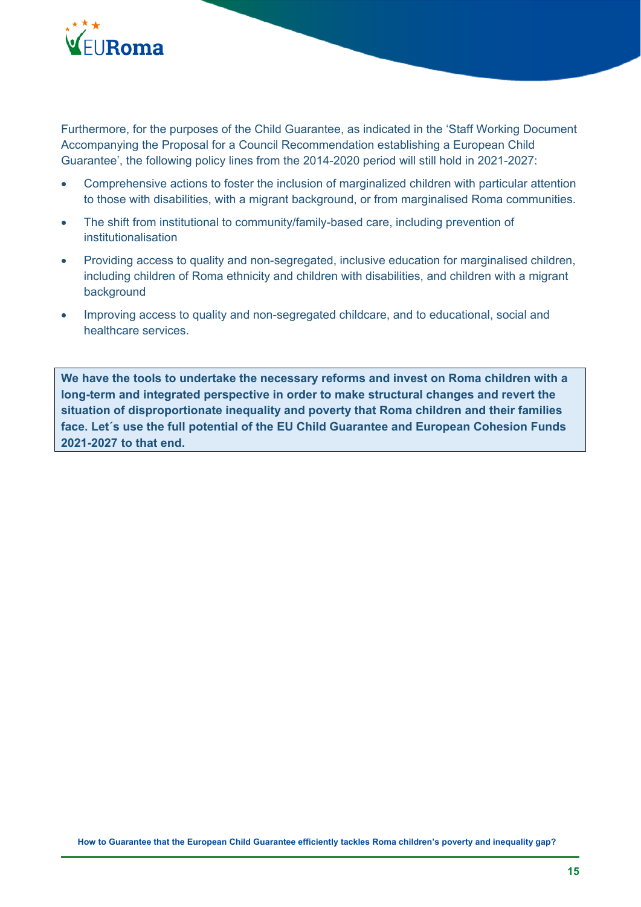Furthermore, for the purposes of the Child Guarantee, as indicated in the 'Staff Working Document Accompanying the Proposal for a Council Recommendation establishing a European Child Guarantee', the following policy lines from the 2014-2020 period will still hold in 2021-2027:

- Comprehensive actions to foster the inclusion of marginalized children with particular attention to those with disabilities, with a migrant background, or from marginalised Roma communities.
- The shift from institutional to community/family-based care, including prevention of institutionalisation
- Providing access to quality and non-segregated, inclusive education for marginalised children, including children of Roma ethnicity and children with disabilities, and children with a migrant background
- Improving access to quality and non-segregated childcare, and to educational, social and healthcare services.

**We have the tools to undertake the necessary reforms and invest on Roma children with a long-term and integrated perspective in order to make structural changes and revert the situation of disproportionate inequality and poverty that Roma children and their families face. Let´s use the full potential of the EU Child Guarantee and European Cohesion Funds 2021-2027 to that end.**